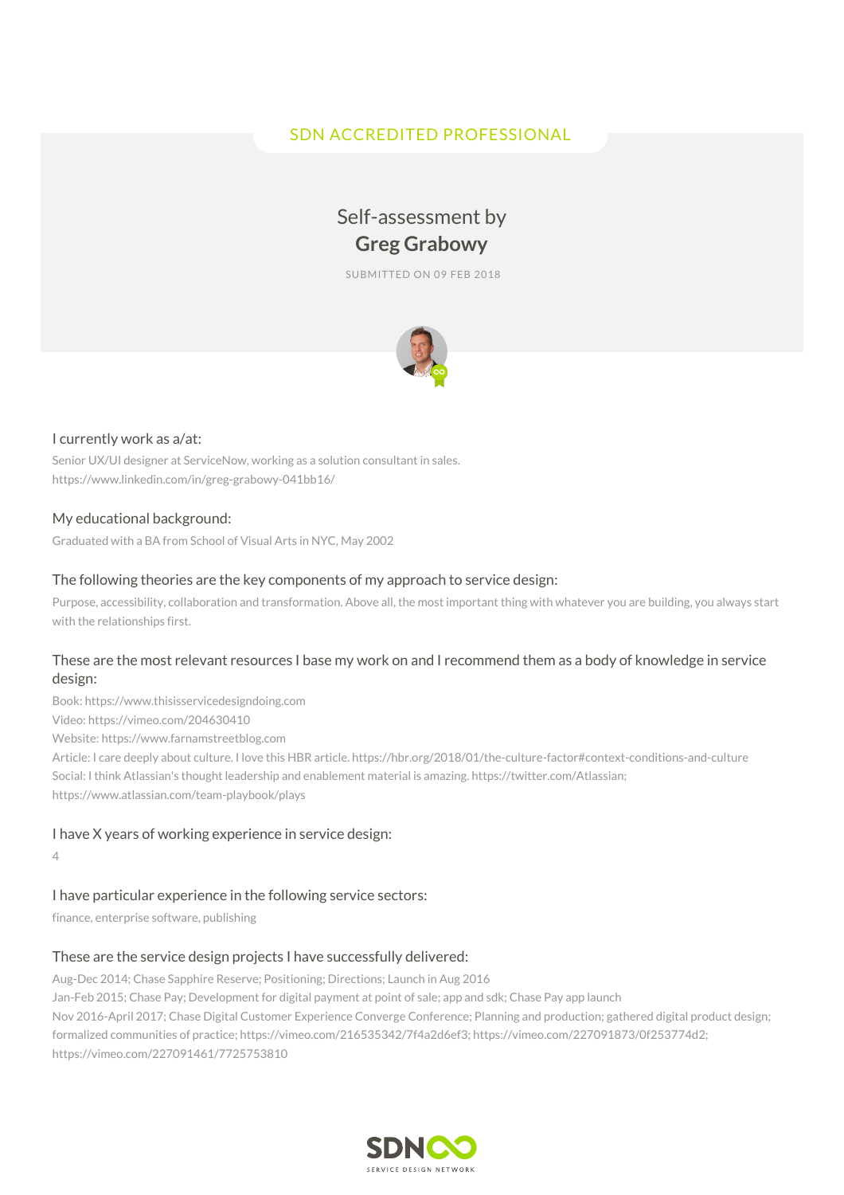SDN ACCREDITED PROFESSIONAL

# Self-assessment by **Greg Grabowy**

SUBMITTED ON 09 FEB 2018

### I currently work as a/at:

Senior UX/UI designer at ServiceNow, working as a solution consultant in sales.
https://www.linkedin.com/in/greg-grabowy-041bb16/

### My educational background:

Graduated with a BA from School of Visual Arts in NYC, May 2002

### The following theories are the key components of my approach to service design:

Purpose, accessibility, collaboration and transformation. Above all, the most important thing with whatever you are building, you always start with the relationships first.

### These are the most relevant resources I base my work on and I recommend them as a body of knowledge in service design:

Book: https://www.thisisservicedesigndoing.com
Video: https://vimeo.com/204630410
Website: https://www.farnamstreetblog.com
Article: I care deeply about culture. I love this HBR article. https://hbr.org/2018/01/the-culture-factor#context-conditions-and-culture
Social: I think Atlassian's thought leadership and enablement material is amazing. https://twitter.com/Atlassian;
https://www.atlassian.com/team-playbook/plays

### I have X years of working experience in service design:

4

### I have particular experience in the following service sectors:

finance, enterprise software, publishing

### These are the service design projects I have successfully delivered:

Aug-Dec 2014; Chase Sapphire Reserve; Positioning; Directions; Launch in Aug 2016
Jan-Feb 2015; Chase Pay; Development for digital payment at point of sale; app and sdk; Chase Pay app launch
Nov 2016-April 2017; Chase Digital Customer Experience Converge Conference; Planning and production; gathered digital product design; formalized communities of practice; https://vimeo.com/216535342/7f4a2d6ef3; https://vimeo.com/227091873/0f253774d2;
https://vimeo.com/227091461/7725753810

SDN SERVICE DESIGN NETWORK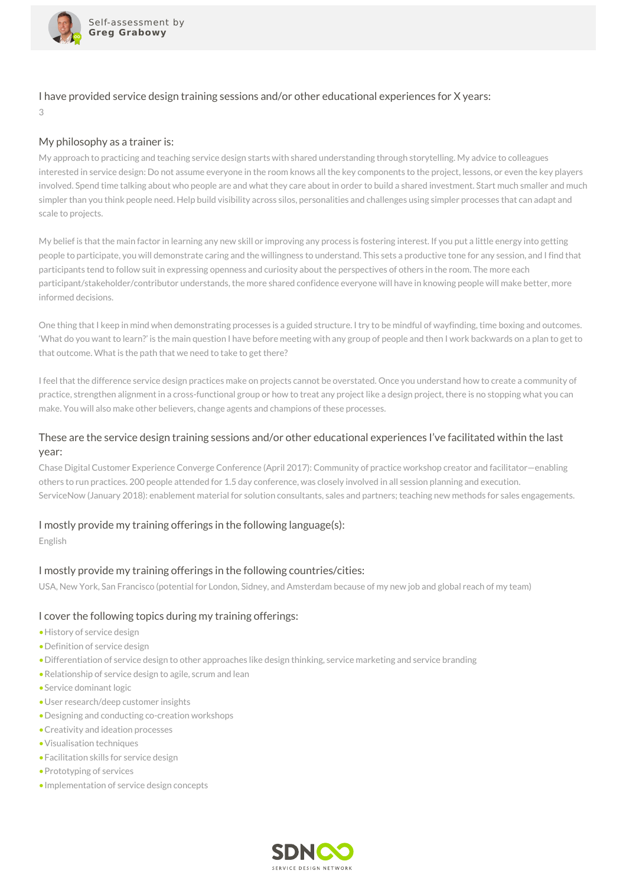Self-assessment by
**Greg Grabowy**

### I have provided service design training sessions and/or other educational experiences for X years:

3

### My philosophy as a trainer is:

My approach to practicing and teaching service design starts with shared understanding through storytelling. My advice to colleagues interested in service design: Do not assume everyone in the room knows all the key components to the project, lessons, or even the key players involved. Spend time talking about who people are and what they care about in order to build a shared investment. Start much smaller and much simpler than you think people need. Help build visibility across silos, personalities and challenges using simpler processes that can adapt and scale to projects.

My belief is that the main factor in learning any new skill or improving any process is fostering interest. If you put a little energy into getting people to participate, you will demonstrate caring and the willingness to understand. This sets a productive tone for any session, and I find that participants tend to follow suit in expressing openness and curiosity about the perspectives of others in the room. The more each participant/stakeholder/contributor understands, the more shared confidence everyone will have in knowing people will make better, more informed decisions.

One thing that I keep in mind when demonstrating processes is a guided structure. I try to be mindful of wayfinding, time boxing and outcomes. 'What do you want to learn?' is the main question I have before meeting with any group of people and then I work backwards on a plan to get to that outcome. What is the path that we need to take to get there?

I feel that the difference service design practices make on projects cannot be overstated. Once you understand how to create a community of practice, strengthen alignment in a cross-functional group or how to treat any project like a design project, there is no stopping what you can make. You will also make other believers, change agents and champions of these processes.

### These are the service design training sessions and/or other educational experiences I've facilitated within the last year:

Chase Digital Customer Experience Converge Conference (April 2017): Community of practice workshop creator and facilitator—enabling others to run practices. 200 people attended for 1.5 day conference, was closely involved in all session planning and execution.
ServiceNow (January 2018): enablement material for solution consultants, sales and partners; teaching new methods for sales engagements.

### I mostly provide my training offerings in the following language(s):

English

### I mostly provide my training offerings in the following countries/cities:

USA, New York, San Francisco (potential for London, Sidney, and Amsterdam because of my new job and global reach of my team)

### I cover the following topics during my training offerings:

- History of service design
- Definition of service design
- Differentiation of service design to other approaches like design thinking, service marketing and service branding
- Relationship of service design to agile, scrum and lean
- Service dominant logic
- User research/deep customer insights
- Designing and conducting co-creation workshops
- Creativity and ideation processes
- Visualisation techniques
- Facilitation skills for service design
- Prototyping of services
- Implementation of service design concepts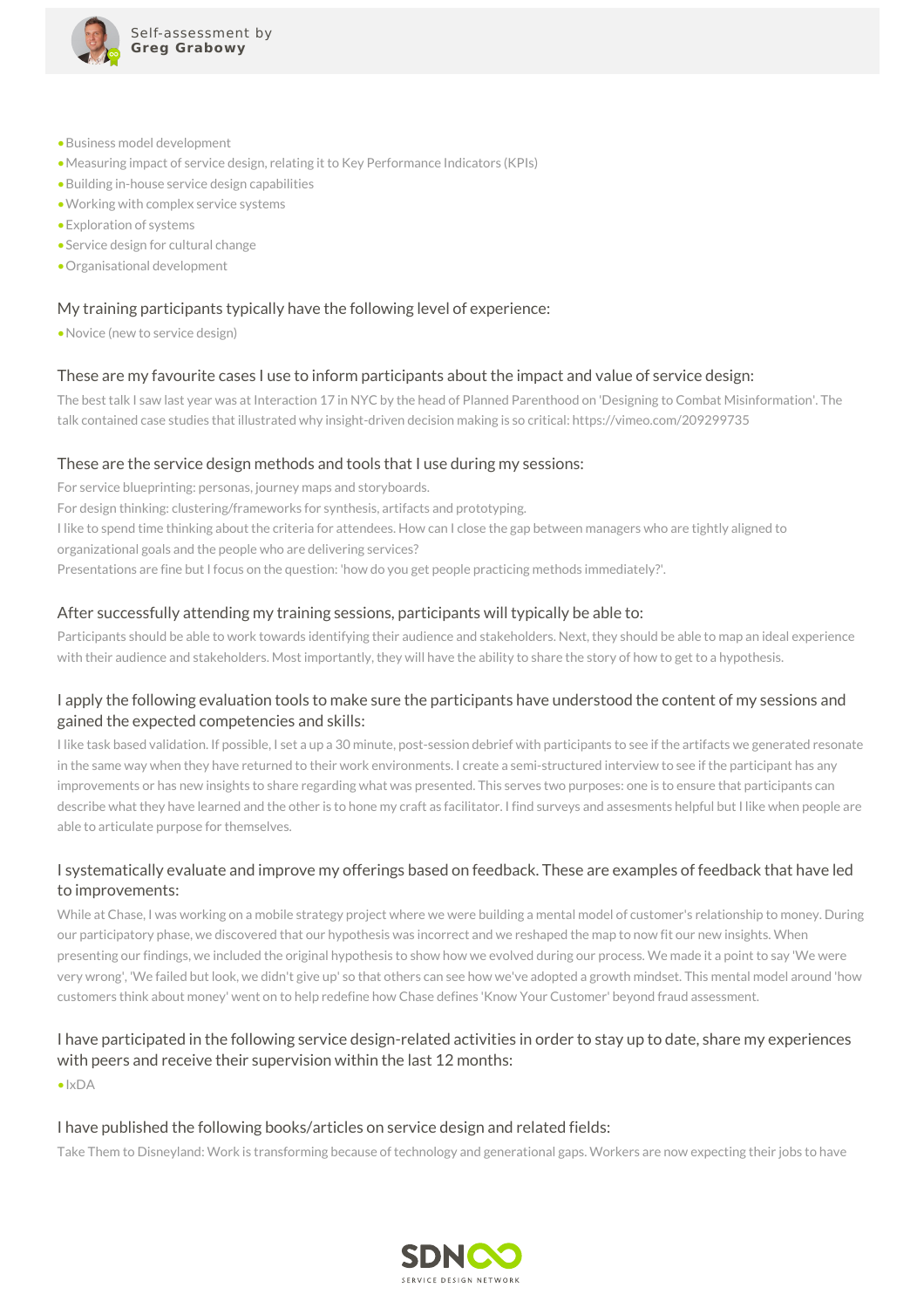- Business model development
- Measuring impact of service design, relating it to Key Performance Indicators (KPIs)
- Building in-house service design capabilities
- Working with complex service systems
- Exploration of systems
- Service design for cultural change
- Organisational development

## My training participants typically have the following level of experience:

- Novice (new to service design)

## These are my favourite cases I use to inform participants about the impact and value of service design:

The best talk I saw last year was at Interaction 17 in NYC by the head of Planned Parenthood on 'Designing to Combat Misinformation'. The talk contained case studies that illustrated why insight-driven decision making is so critical: https://vimeo.com/209299735

## These are the service design methods and tools that I use during my sessions:

For service blueprinting: personas, journey maps and storyboards.
For design thinking: clustering/frameworks for synthesis, artifacts and prototyping.
I like to spend time thinking about the criteria for attendees. How can I close the gap between managers who are tightly aligned to organizational goals and the people who are delivering services?
Presentations are fine but I focus on the question: 'how do you get people practicing methods immediately?'.

## After successfully attending my training sessions, participants will typically be able to:

Participants should be able to work towards identifying their audience and stakeholders. Next, they should be able to map an ideal experience with their audience and stakeholders. Most importantly, they will have the ability to share the story of how to get to a hypothesis.

## I apply the following evaluation tools to make sure the participants have understood the content of my sessions and gained the expected competencies and skills:

I like task based validation. If possible, I set a up a 30 minute, post-session debrief with participants to see if the artifacts we generated resonate in the same way when they have returned to their work environments. I create a semi-structured interview to see if the participant has any improvements or has new insights to share regarding what was presented. This serves two purposes: one is to ensure that participants can describe what they have learned and the other is to hone my craft as facilitator. I find surveys and assesments helpful but I like when people are able to articulate purpose for themselves.

## I systematically evaluate and improve my offerings based on feedback. These are examples of feedback that have led to improvements:

While at Chase, I was working on a mobile strategy project where we were building a mental model of customer's relationship to money. During our participatory phase, we discovered that our hypothesis was incorrect and we reshaped the map to now fit our new insights. When presenting our findings, we included the original hypothesis to show how we evolved during our process. We made it a point to say 'We were very wrong', 'We failed but look, we didn't give up' so that others can see how we've adopted a growth mindset. This mental model around 'how customers think about money' went on to help redefine how Chase defines 'Know Your Customer' beyond fraud assessment.

## I have participated in the following service design-related activities in order to stay up to date, share my experiences with peers and receive their supervision within the last 12 months:

- IxDA

## I have published the following books/articles on service design and related fields:

Take Them to Disneyland: Work is transforming because of technology and generational gaps. Workers are now expecting their jobs to have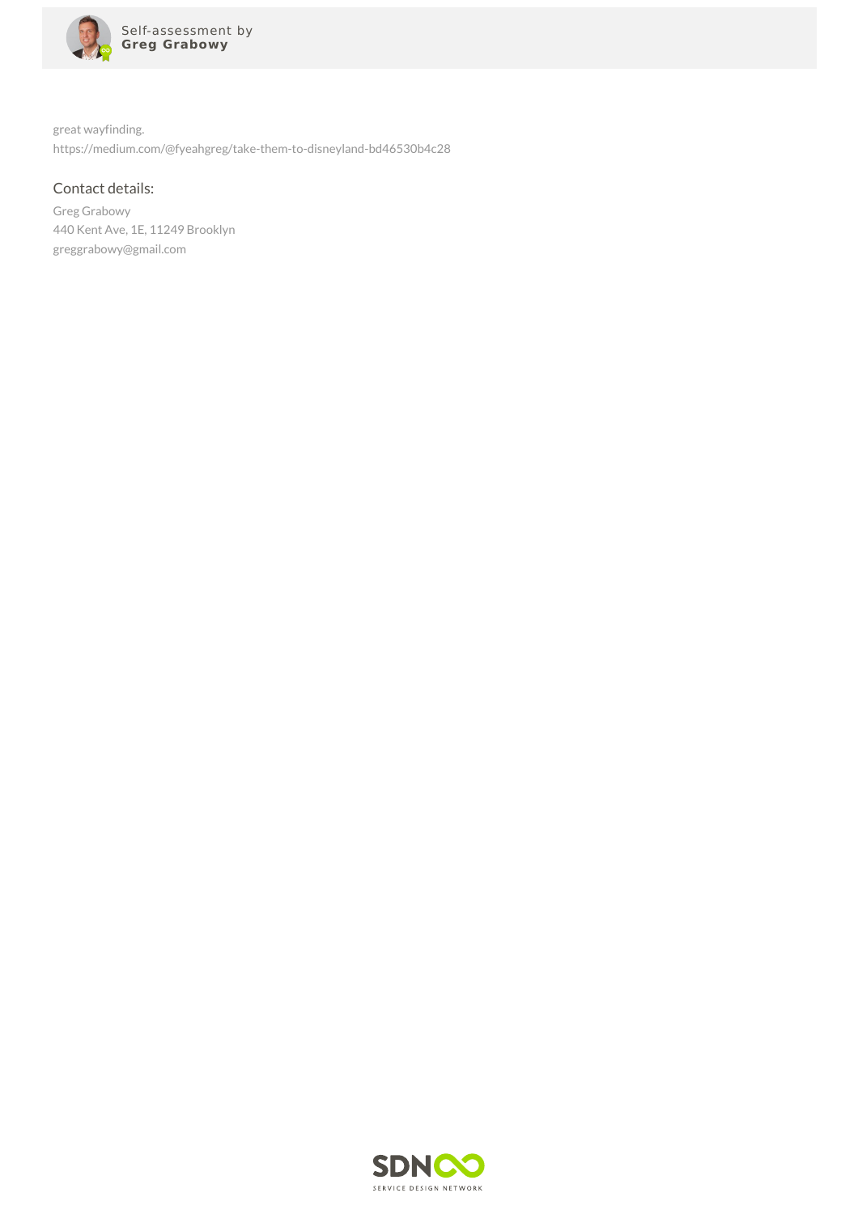great wayfinding.
https://medium.com/@fyeahgreg/take-them-to-disneyland-bd46530b4c28

## Contact details:

Greg Grabowy
440 Kent Ave, 1E, 11249 Brooklyn
greggrabowy@gmail.com